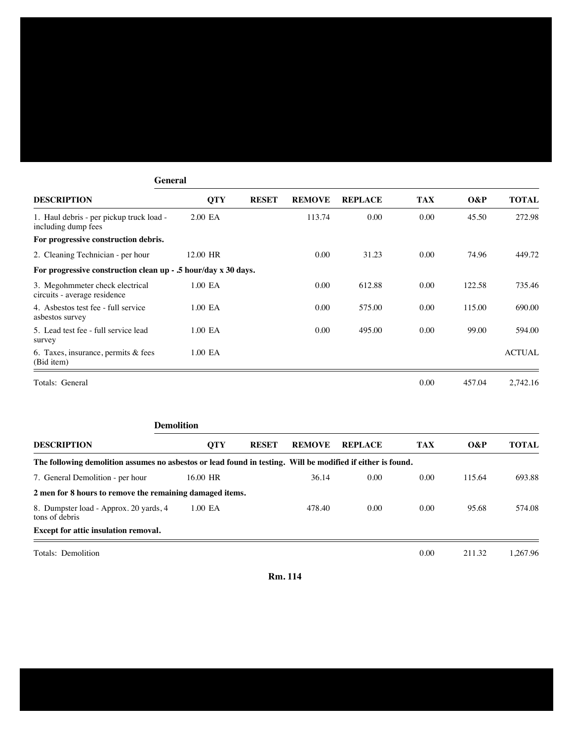## General

| DESCRIPTION | QTY | RESET | REMOVE | REPLACE | TAX | O&P | TOTAL |
|---|---|---|---|---|---|---|---|
| 1. Haul debris - per pickup truck load - including dump fees | 2.00 EA | | 113.74 | 0.00 | 0.00 | 45.50 | 272.98 |
| **For progressive construction debris.** | | | | | | | |
| 2. Cleaning Technician - per hour | 12.00 HR | | 0.00 | 31.23 | 0.00 | 74.96 | 449.72 |
| **For progressive construction clean up - .5 hour/day x 30 days.** | | | | | | | |
| 3. Megohmmeter check electrical circuits - average residence | 1.00 EA | | 0.00 | 612.88 | 0.00 | 122.58 | 735.46 |
| 4. Asbestos test fee - full service asbestos survey | 1.00 EA | | 0.00 | 575.00 | 0.00 | 115.00 | 690.00 |
| 5. Lead test fee - full service lead survey | 1.00 EA | | 0.00 | 495.00 | 0.00 | 99.00 | 594.00 |
| 6. Taxes, insurance, permits & fees (Bid item) | 1.00 EA | | | | | | ACTUAL |
| Totals: General | | | | | 0.00 | 457.04 | 2,742.16 |

## Demolition

| DESCRIPTION | QTY | RESET | REMOVE | REPLACE | TAX | O&P | TOTAL |
|---|---|---|---|---|---|---|---|
| **The following demolition assumes no asbestos or lead found in testing. Will be modified if either is found.** | | | | | | | |
| 7. General Demolition - per hour | 16.00 HR | | 36.14 | 0.00 | 0.00 | 115.64 | 693.88 |
| **2 men for 8 hours to remove the remaining damaged items.** | | | | | | | |
| 8. Dumpster load - Approx. 20 yards, 4 tons of debris | 1.00 EA | | 478.40 | 0.00 | 0.00 | 95.68 | 574.08 |
| **Except for attic insulation removal.** | | | | | | | |
| Totals: Demolition | | | | | 0.00 | 211.32 | 1,267.96 |

**Rm. 114**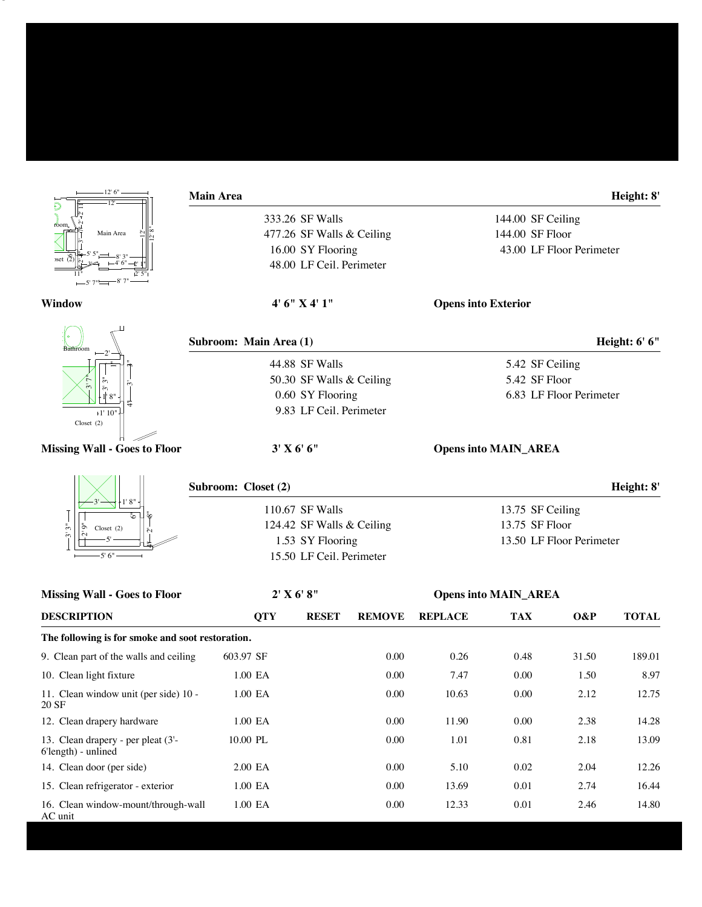**Main Area** **Height: 8'**

| | |
|---|---|
| 333.26 SF Walls | 144.00 SF Ceiling |
| 477.26 SF Walls & Ceiling | 144.00 SF Floor |
| 16.00 SY Flooring | 43.00 LF Floor Perimeter |
| 48.00 LF Ceil. Perimeter | |

**Window** **4' 6" X 4' 1"** **Opens into Exterior**

**Subroom: Main Area (1)** **Height: 6' 6"**

| | |
|---|---|
| 44.88 SF Walls | 5.42 SF Ceiling |
| 50.30 SF Walls & Ceiling | 5.42 SF Floor |
| 0.60 SY Flooring | 6.83 LF Floor Perimeter |
| 9.83 LF Ceil. Perimeter | |

**Missing Wall - Goes to Floor** **3' X 6' 6"** **Opens into MAIN_AREA**

**Subroom: Closet (2)** **Height: 8'**

| | |
|---|---|
| 110.67 SF Walls | 13.75 SF Ceiling |
| 124.42 SF Walls & Ceiling | 13.75 SF Floor |
| 1.53 SY Flooring | 13.50 LF Floor Perimeter |
| 15.50 LF Ceil. Perimeter | |

**Missing Wall - Goes to Floor** **2' X 6' 8"** **Opens into MAIN_AREA**

| DESCRIPTION | QTY | RESET | REMOVE | REPLACE | TAX | O&P | TOTAL |
|---|---|---|---|---|---|---|---|
| **The following is for smoke and soot restoration.** | | | | | | | |
| 9. Clean part of the walls and ceiling | 603.97 SF | | 0.00 | 0.26 | 0.48 | 31.50 | 189.01 |
| 10. Clean light fixture | 1.00 EA | | 0.00 | 7.47 | 0.00 | 1.50 | 8.97 |
| 11. Clean window unit (per side) 10 - 20 SF | 1.00 EA | | 0.00 | 10.63 | 0.00 | 2.12 | 12.75 |
| 12. Clean drapery hardware | 1.00 EA | | 0.00 | 11.90 | 0.00 | 2.38 | 14.28 |
| 13. Clean drapery - per pleat (3'-6'length) - unlined | 10.00 PL | | 0.00 | 1.01 | 0.81 | 2.18 | 13.09 |
| 14. Clean door (per side) | 2.00 EA | | 0.00 | 5.10 | 0.02 | 2.04 | 12.26 |
| 15. Clean refrigerator - exterior | 1.00 EA | | 0.00 | 13.69 | 0.01 | 2.74 | 16.44 |
| 16. Clean window-mount/through-wall AC unit | 1.00 EA | | 0.00 | 12.33 | 0.01 | 2.46 | 14.80 |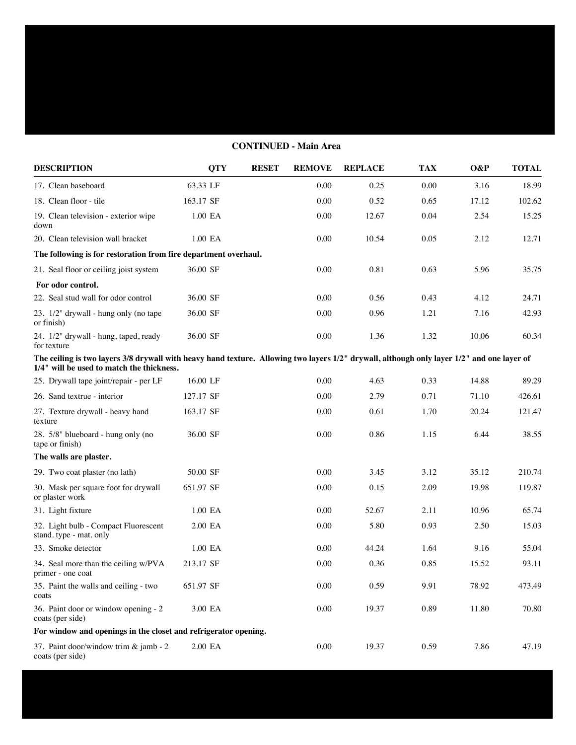## CONTINUED - Main Area

| DESCRIPTION | QTY | RESET | REMOVE | REPLACE | TAX | O&P | TOTAL |
|---|---|---|---|---|---|---|---|
| 17. Clean baseboard | 63.33 LF | | 0.00 | 0.25 | 0.00 | 3.16 | 18.99 |
| 18. Clean floor - tile | 163.17 SF | | 0.00 | 0.52 | 0.65 | 17.12 | 102.62 |
| 19. Clean television - exterior wipe down | 1.00 EA | | 0.00 | 12.67 | 0.04 | 2.54 | 15.25 |
| 20. Clean television wall bracket | 1.00 EA | | 0.00 | 10.54 | 0.05 | 2.12 | 12.71 |
| **The following is for restoration from fire department overhaul.** | | | | | | | |
| 21. Seal floor or ceiling joist system | 36.00 SF | | 0.00 | 0.81 | 0.63 | 5.96 | 35.75 |
| **For odor control.** | | | | | | | |
| 22. Seal stud wall for odor control | 36.00 SF | | 0.00 | 0.56 | 0.43 | 4.12 | 24.71 |
| 23. 1/2" drywall - hung only (no tape or finish) | 36.00 SF | | 0.00 | 0.96 | 1.21 | 7.16 | 42.93 |
| 24. 1/2" drywall - hung, taped, ready for texture | 36.00 SF | | 0.00 | 1.36 | 1.32 | 10.06 | 60.34 |
| **The ceiling is two layers 3/8 drywall with heavy hand texture. Allowing two layers 1/2" drywall, although only layer 1/2" and one layer of 1/4" will be used to match the thickness.** | | | | | | | |
| 25. Drywall tape joint/repair - per LF | 16.00 LF | | 0.00 | 4.63 | 0.33 | 14.88 | 89.29 |
| 26. Sand textrue - interior | 127.17 SF | | 0.00 | 2.79 | 0.71 | 71.10 | 426.61 |
| 27. Texture drywall - heavy hand texture | 163.17 SF | | 0.00 | 0.61 | 1.70 | 20.24 | 121.47 |
| 28. 5/8" blueboard - hung only (no tape or finish) | 36.00 SF | | 0.00 | 0.86 | 1.15 | 6.44 | 38.55 |
| **The walls are plaster.** | | | | | | | |
| 29. Two coat plaster (no lath) | 50.00 SF | | 0.00 | 3.45 | 3.12 | 35.12 | 210.74 |
| 30. Mask per square foot for drywall or plaster work | 651.97 SF | | 0.00 | 0.15 | 2.09 | 19.98 | 119.87 |
| 31. Light fixture | 1.00 EA | | 0.00 | 52.67 | 2.11 | 10.96 | 65.74 |
| 32. Light bulb - Compact Fluorescent stand. type - mat. only | 2.00 EA | | 0.00 | 5.80 | 0.93 | 2.50 | 15.03 |
| 33. Smoke detector | 1.00 EA | | 0.00 | 44.24 | 1.64 | 9.16 | 55.04 |
| 34. Seal more than the ceiling w/PVA primer - one coat | 213.17 SF | | 0.00 | 0.36 | 0.85 | 15.52 | 93.11 |
| 35. Paint the walls and ceiling - two coats | 651.97 SF | | 0.00 | 0.59 | 9.91 | 78.92 | 473.49 |
| 36. Paint door or window opening - 2 coats (per side) | 3.00 EA | | 0.00 | 19.37 | 0.89 | 11.80 | 70.80 |
| **For window and openings in the closet and refrigerator opening.** | | | | | | | |
| 37. Paint door/window trim & jamb - 2 coats (per side) | 2.00 EA | | 0.00 | 19.37 | 0.59 | 7.86 | 47.19 |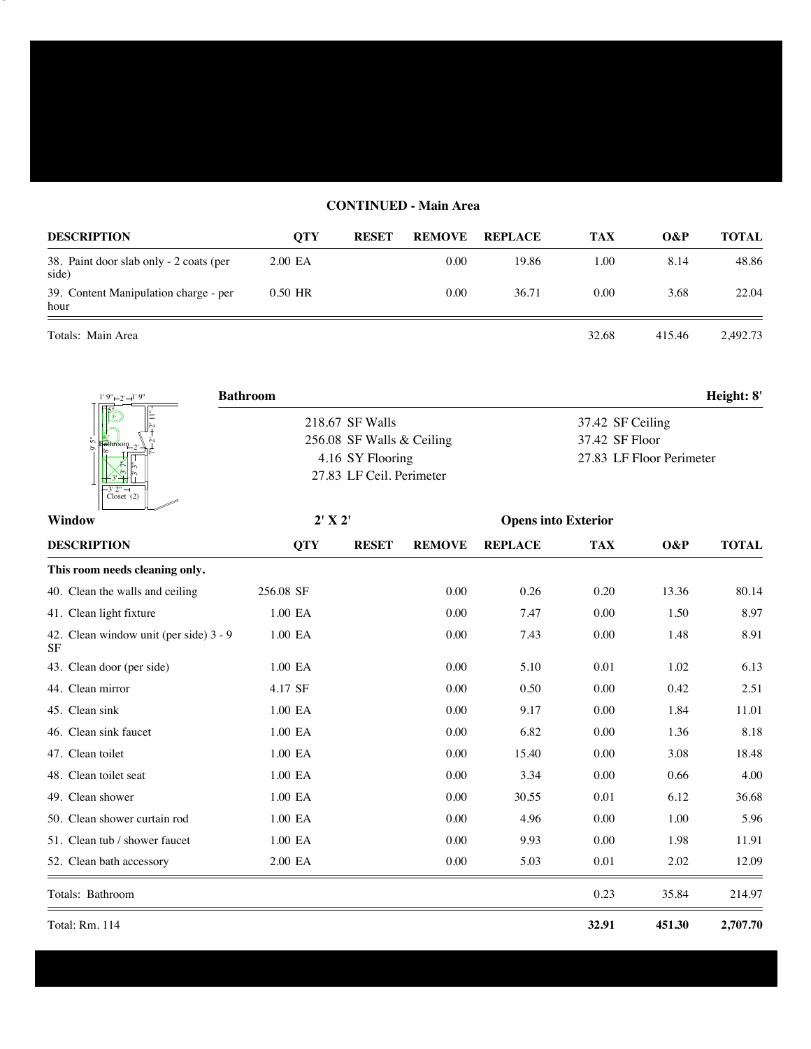## CONTINUED - Main Area

| DESCRIPTION | QTY | RESET | REMOVE | REPLACE | TAX | O&P | TOTAL |
|---|---|---|---|---|---|---|---|
| 38. Paint door slab only - 2 coats (per side) | 2.00 EA | | 0.00 | 19.86 | 1.00 | 8.14 | 48.86 |
| 39. Content Manipulation charge - per hour | 0.50 HR | | 0.00 | 36.71 | 0.00 | 3.68 | 22.04 |
| Totals: Main Area | | | | | 32.68 | 415.46 | 2,492.73 |

## Bathrooom — Height: 8'

| | |
|---|---|
| 218.67 SF Walls | 37.42 SF Ceiling |
| 256.08 SF Walls & Ceiling | 37.42 SF Floor |
| 4.16 SY Flooring | 27.83 LF Floor Perimeter |
| 27.83 LF Ceil. Perimeter | |

**Window** — 2' X 2' — Opens into Exterior

| DESCRIPTION | QTY | RESET | REMOVE | REPLACE | TAX | O&P | TOTAL |
|---|---|---|---|---|---|---|---|
| **This room needs cleaning only.** | | | | | | | |
| 40. Clean the walls and ceiling | 256.08 SF | | 0.00 | 0.26 | 0.20 | 13.36 | 80.14 |
| 41. Clean light fixture | 1.00 EA | | 0.00 | 7.47 | 0.00 | 1.50 | 8.97 |
| 42. Clean window unit (per side) 3 - 9 SF | 1.00 EA | | 0.00 | 7.43 | 0.00 | 1.48 | 8.91 |
| 43. Clean door (per side) | 1.00 EA | | 0.00 | 5.10 | 0.01 | 1.02 | 6.13 |
| 44. Clean mirror | 4.17 SF | | 0.00 | 0.50 | 0.00 | 0.42 | 2.51 |
| 45. Clean sink | 1.00 EA | | 0.00 | 9.17 | 0.00 | 1.84 | 11.01 |
| 46. Clean sink faucet | 1.00 EA | | 0.00 | 6.82 | 0.00 | 1.36 | 8.18 |
| 47. Clean toilet | 1.00 EA | | 0.00 | 15.40 | 0.00 | 3.08 | 18.48 |
| 48. Clean toilet seat | 1.00 EA | | 0.00 | 3.34 | 0.00 | 0.66 | 4.00 |
| 49. Clean shower | 1.00 EA | | 0.00 | 30.55 | 0.01 | 6.12 | 36.68 |
| 50. Clean shower curtain rod | 1.00 EA | | 0.00 | 4.96 | 0.00 | 1.00 | 5.96 |
| 51. Clean tub / shower faucet | 1.00 EA | | 0.00 | 9.93 | 0.00 | 1.98 | 11.91 |
| 52. Clean bath accessory | 2.00 EA | | 0.00 | 5.03 | 0.01 | 2.02 | 12.09 |
| Totals: Bathroom | | | | | 0.23 | 35.84 | 214.97 |
| Total: Rm. 114 | | | | | **32.91** | **451.30** | **2,707.70** |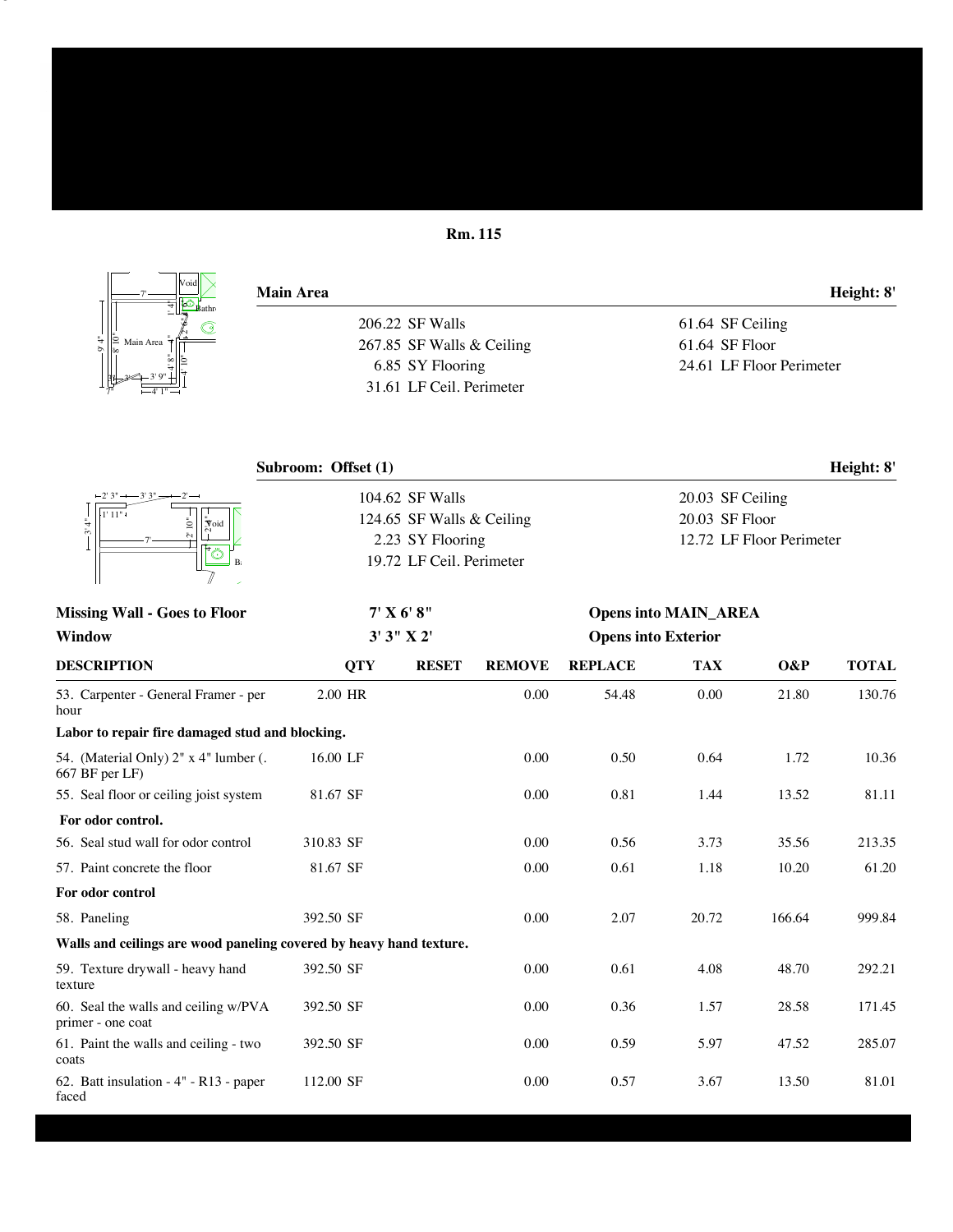## Rm. 115

**Main Area** — Height: 8'

| | |
|---|---|
| 206.22 SF Walls | 61.64 SF Ceiling |
| 267.85 SF Walls & Ceiling | 61.64 SF Floor |
| 6.85 SY Flooring | 24.61 LF Floor Perimeter |
| 31.61 LF Ceil. Perimeter | |

**Subroom: Offset (1)** — Height: 8'

| | |
|---|---|
| 104.62 SF Walls | 20.03 SF Ceiling |
| 124.65 SF Walls & Ceiling | 20.03 SF Floor |
| 2.23 SY Flooring | 12.72 LF Floor Perimeter |
| 19.72 LF Ceil. Perimeter | |

| | | |
|---|---|---|
| **Missing Wall - Goes to Floor** | **7' X 6' 8"** | **Opens into MAIN_AREA** |
| **Window** | **3' 3" X 2'** | **Opens into Exterior** |

| DESCRIPTION | QTY | RESET | REMOVE | REPLACE | TAX | O&P | TOTAL |
|---|---|---|---|---|---|---|---|
| 53. Carpenter - General Framer - per hour | 2.00 HR | | 0.00 | 54.48 | 0.00 | 21.80 | 130.76 |
| **Labor to repair fire damaged stud and blocking.** | | | | | | | |
| 54. (Material Only) 2" x 4" lumber (.667 BF per LF) | 16.00 LF | | 0.00 | 0.50 | 0.64 | 1.72 | 10.36 |
| 55. Seal floor or ceiling joist system | 81.67 SF | | 0.00 | 0.81 | 1.44 | 13.52 | 81.11 |
| **For odor control.** | | | | | | | |
| 56. Seal stud wall for odor control | 310.83 SF | | 0.00 | 0.56 | 3.73 | 35.56 | 213.35 |
| 57. Paint concrete the floor | 81.67 SF | | 0.00 | 0.61 | 1.18 | 10.20 | 61.20 |
| **For odor control** | | | | | | | |
| 58. Paneling | 392.50 SF | | 0.00 | 2.07 | 20.72 | 166.64 | 999.84 |
| **Walls and ceilings are wood paneling covered by heavy hand texture.** | | | | | | | |
| 59. Texture drywall - heavy hand texture | 392.50 SF | | 0.00 | 0.61 | 4.08 | 48.70 | 292.21 |
| 60. Seal the walls and ceiling w/PVA primer - one coat | 392.50 SF | | 0.00 | 0.36 | 1.57 | 28.58 | 171.45 |
| 61. Paint the walls and ceiling - two coats | 392.50 SF | | 0.00 | 0.59 | 5.97 | 47.52 | 285.07 |
| 62. Batt insulation - 4" - R13 - paper faced | 112.00 SF | | 0.00 | 0.57 | 3.67 | 13.50 | 81.01 |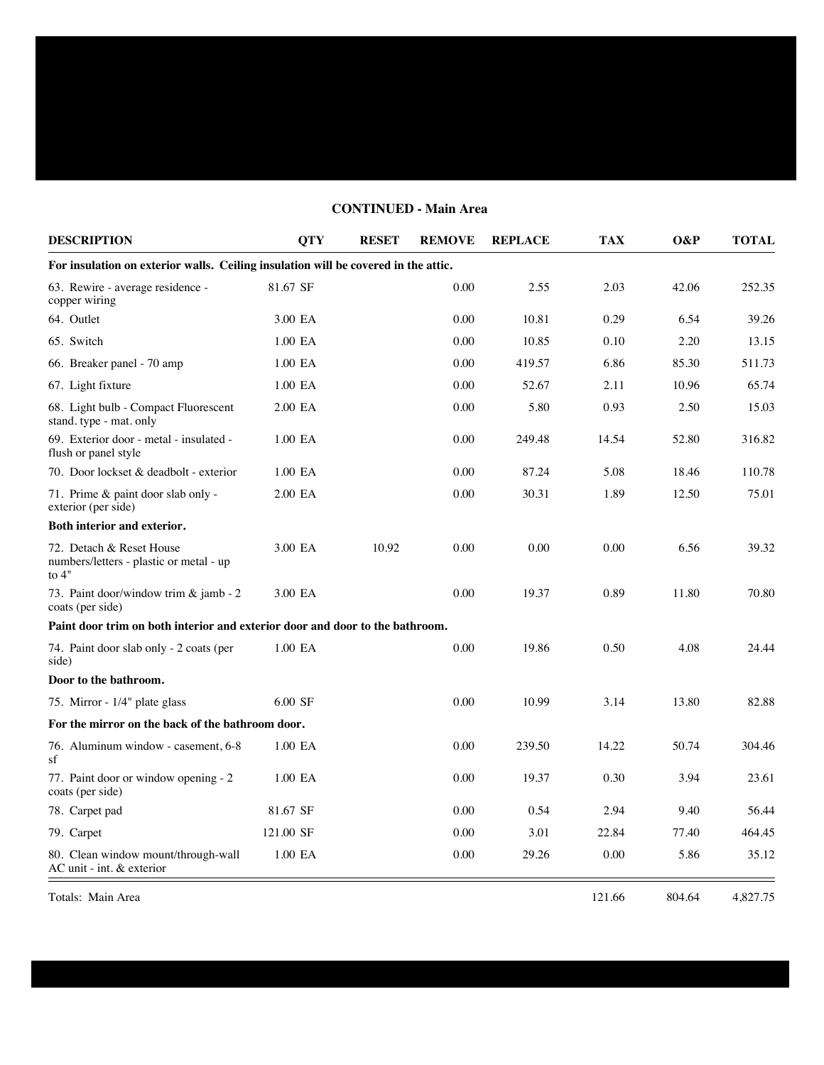## CONTINUED - Main Area

| DESCRIPTION | QTY | RESET | REMOVE | REPLACE | TAX | O&P | TOTAL |
|---|---|---|---|---|---|---|---|
| **For insulation on exterior walls. Ceiling insulation will be covered in the attic.** | | | | | | | |
| 63. Rewire - average residence - copper wiring | 81.67 SF | | 0.00 | 2.55 | 2.03 | 42.06 | 252.35 |
| 64. Outlet | 3.00 EA | | 0.00 | 10.81 | 0.29 | 6.54 | 39.26 |
| 65. Switch | 1.00 EA | | 0.00 | 10.85 | 0.10 | 2.20 | 13.15 |
| 66. Breaker panel - 70 amp | 1.00 EA | | 0.00 | 419.57 | 6.86 | 85.30 | 511.73 |
| 67. Light fixture | 1.00 EA | | 0.00 | 52.67 | 2.11 | 10.96 | 65.74 |
| 68. Light bulb - Compact Fluorescent stand. type - mat. only | 2.00 EA | | 0.00 | 5.80 | 0.93 | 2.50 | 15.03 |
| 69. Exterior door - metal - insulated - flush or panel style | 1.00 EA | | 0.00 | 249.48 | 14.54 | 52.80 | 316.82 |
| 70. Door lockset & deadbolt - exterior | 1.00 EA | | 0.00 | 87.24 | 5.08 | 18.46 | 110.78 |
| 71. Prime & paint door slab only - exterior (per side) | 2.00 EA | | 0.00 | 30.31 | 1.89 | 12.50 | 75.01 |
| **Both interior and exterior.** | | | | | | | |
| 72. Detach & Reset House numbers/letters - plastic or metal - up to 4" | 3.00 EA | 10.92 | 0.00 | 0.00 | 0.00 | 6.56 | 39.32 |
| 73. Paint door/window trim & jamb - 2 coats (per side) | 3.00 EA | | 0.00 | 19.37 | 0.89 | 11.80 | 70.80 |
| **Paint door trim on both interior and exterior door and door to the bathroom.** | | | | | | | |
| 74. Paint door slab only - 2 coats (per side) | 1.00 EA | | 0.00 | 19.86 | 0.50 | 4.08 | 24.44 |
| **Door to the bathroom.** | | | | | | | |
| 75. Mirror - 1/4" plate glass | 6.00 SF | | 0.00 | 10.99 | 3.14 | 13.80 | 82.88 |
| **For the mirror on the back of the bathroom door.** | | | | | | | |
| 76. Aluminum window - casement, 6-8 sf | 1.00 EA | | 0.00 | 239.50 | 14.22 | 50.74 | 304.46 |
| 77. Paint door or window opening - 2 coats (per side) | 1.00 EA | | 0.00 | 19.37 | 0.30 | 3.94 | 23.61 |
| 78. Carpet pad | 81.67 SF | | 0.00 | 0.54 | 2.94 | 9.40 | 56.44 |
| 79. Carpet | 121.00 SF | | 0.00 | 3.01 | 22.84 | 77.40 | 464.45 |
| 80. Clean window mount/through-wall AC unit - int. & exterior | 1.00 EA | | 0.00 | 29.26 | 0.00 | 5.86 | 35.12 |
| Totals: Main Area | | | | | 121.66 | 804.64 | 4,827.75 |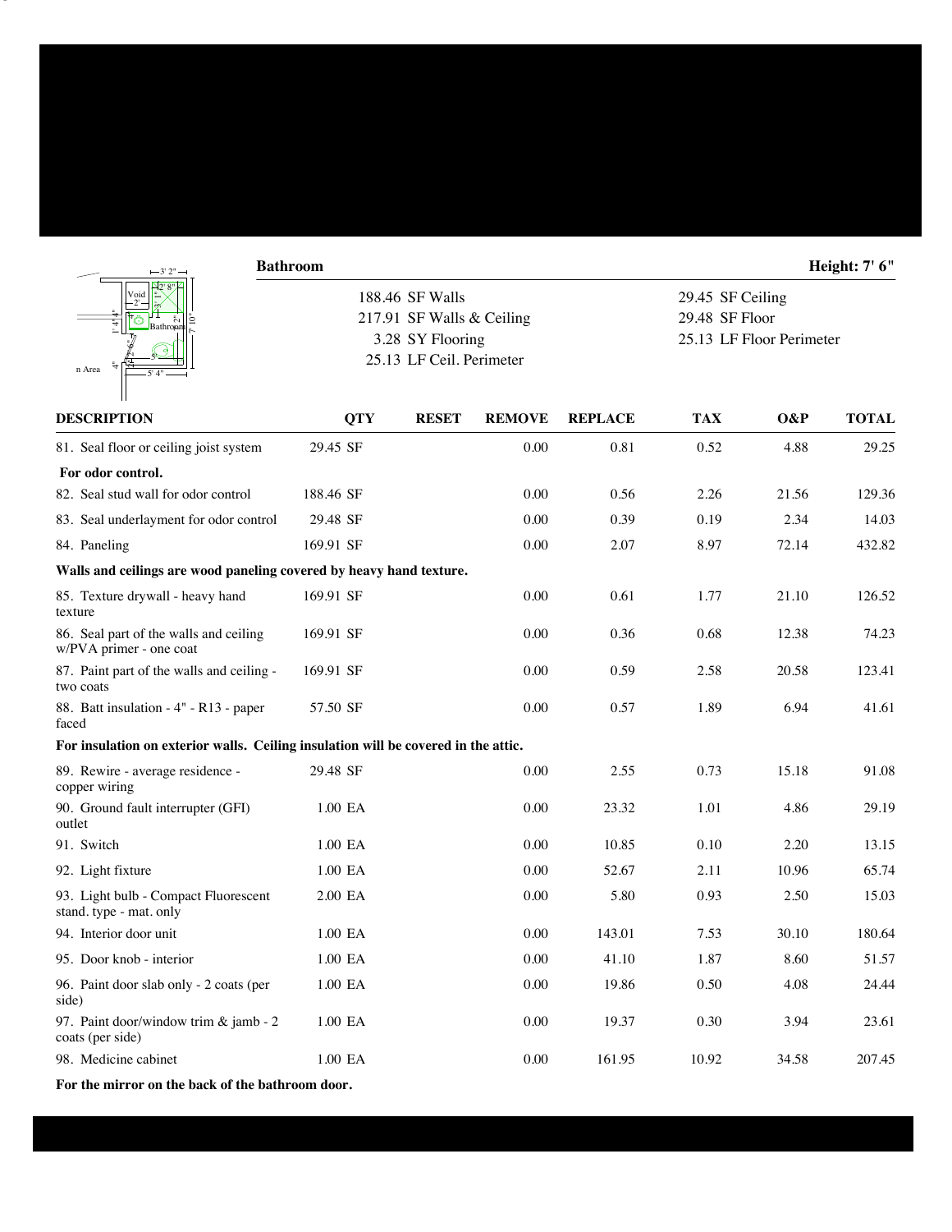## Bathroom

**Height: 7' 6"**

| | |
|---|---|
| 188.46 SF Walls | 29.45 SF Ceiling |
| 217.91 SF Walls & Ceiling | 29.48 SF Floor |
| 3.28 SY Flooring | 25.13 LF Floor Perimeter |
| 25.13 LF Ceil. Perimeter | |

| DESCRIPTION | QTY | RESET | REMOVE | REPLACE | TAX | O&P | TOTAL |
|---|---|---|---|---|---|---|---|
| 81. Seal floor or ceiling joist system | 29.45 SF | | 0.00 | 0.81 | 0.52 | 4.88 | 29.25 |
| **For odor control.** | | | | | | | |
| 82. Seal stud wall for odor control | 188.46 SF | | 0.00 | 0.56 | 2.26 | 21.56 | 129.36 |
| 83. Seal underlayment for odor control | 29.48 SF | | 0.00 | 0.39 | 0.19 | 2.34 | 14.03 |
| 84. Paneling | 169.91 SF | | 0.00 | 2.07 | 8.97 | 72.14 | 432.82 |
| **Walls and ceilings are wood paneling covered by heavy hand texture.** | | | | | | | |
| 85. Texture drywall - heavy hand texture | 169.91 SF | | 0.00 | 0.61 | 1.77 | 21.10 | 126.52 |
| 86. Seal part of the walls and ceiling w/PVA primer - one coat | 169.91 SF | | 0.00 | 0.36 | 0.68 | 12.38 | 74.23 |
| 87. Paint part of the walls and ceiling - two coats | 169.91 SF | | 0.00 | 0.59 | 2.58 | 20.58 | 123.41 |
| 88. Batt insulation - 4" - R13 - paper faced | 57.50 SF | | 0.00 | 0.57 | 1.89 | 6.94 | 41.61 |
| **For insulation on exterior walls. Ceiling insulation will be covered in the attic.** | | | | | | | |
| 89. Rewire - average residence - copper wiring | 29.48 SF | | 0.00 | 2.55 | 0.73 | 15.18 | 91.08 |
| 90. Ground fault interrupter (GFI) outlet | 1.00 EA | | 0.00 | 23.32 | 1.01 | 4.86 | 29.19 |
| 91. Switch | 1.00 EA | | 0.00 | 10.85 | 0.10 | 2.20 | 13.15 |
| 92. Light fixture | 1.00 EA | | 0.00 | 52.67 | 2.11 | 10.96 | 65.74 |
| 93. Light bulb - Compact Fluorescent stand. type - mat. only | 2.00 EA | | 0.00 | 5.80 | 0.93 | 2.50 | 15.03 |
| 94. Interior door unit | 1.00 EA | | 0.00 | 143.01 | 7.53 | 30.10 | 180.64 |
| 95. Door knob - interior | 1.00 EA | | 0.00 | 41.10 | 1.87 | 8.60 | 51.57 |
| 96. Paint door slab only - 2 coats (per side) | 1.00 EA | | 0.00 | 19.86 | 0.50 | 4.08 | 24.44 |
| 97. Paint door/window trim & jamb - 2 coats (per side) | 1.00 EA | | 0.00 | 19.37 | 0.30 | 3.94 | 23.61 |
| 98. Medicine cabinet | 1.00 EA | | 0.00 | 161.95 | 10.92 | 34.58 | 207.45 |
| **For the mirror on the back of the bathroom door.** | | | | | | | |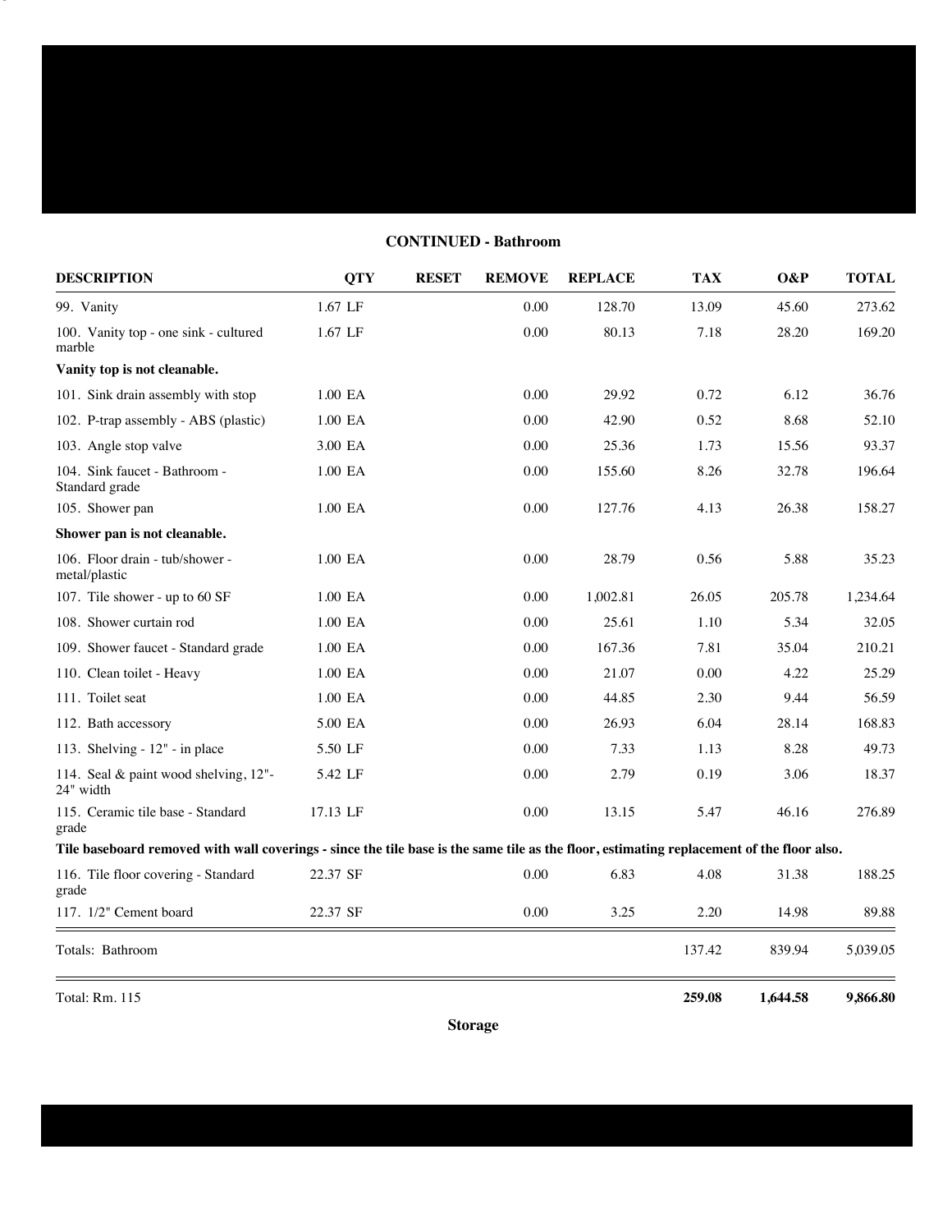## CONTINUED - Bathroom

| DESCRIPTION | QTY | RESET | REMOVE | REPLACE | TAX | O&P | TOTAL |
|---|---|---|---|---|---|---|---|
| 99. Vanity | 1.67 LF | | 0.00 | 128.70 | 13.09 | 45.60 | 273.62 |
| 100. Vanity top - one sink - cultured marble | 1.67 LF | | 0.00 | 80.13 | 7.18 | 28.20 | 169.20 |
| **Vanity top is not cleanable.** | | | | | | | |
| 101. Sink drain assembly with stop | 1.00 EA | | 0.00 | 29.92 | 0.72 | 6.12 | 36.76 |
| 102. P-trap assembly - ABS (plastic) | 1.00 EA | | 0.00 | 42.90 | 0.52 | 8.68 | 52.10 |
| 103. Angle stop valve | 3.00 EA | | 0.00 | 25.36 | 1.73 | 15.56 | 93.37 |
| 104. Sink faucet - Bathroom - Standard grade | 1.00 EA | | 0.00 | 155.60 | 8.26 | 32.78 | 196.64 |
| 105. Shower pan | 1.00 EA | | 0.00 | 127.76 | 4.13 | 26.38 | 158.27 |
| **Shower pan is not cleanable.** | | | | | | | |
| 106. Floor drain - tub/shower - metal/plastic | 1.00 EA | | 0.00 | 28.79 | 0.56 | 5.88 | 35.23 |
| 107. Tile shower - up to 60 SF | 1.00 EA | | 0.00 | 1,002.81 | 26.05 | 205.78 | 1,234.64 |
| 108. Shower curtain rod | 1.00 EA | | 0.00 | 25.61 | 1.10 | 5.34 | 32.05 |
| 109. Shower faucet - Standard grade | 1.00 EA | | 0.00 | 167.36 | 7.81 | 35.04 | 210.21 |
| 110. Clean toilet - Heavy | 1.00 EA | | 0.00 | 21.07 | 0.00 | 4.22 | 25.29 |
| 111. Toilet seat | 1.00 EA | | 0.00 | 44.85 | 2.30 | 9.44 | 56.59 |
| 112. Bath accessory | 5.00 EA | | 0.00 | 26.93 | 6.04 | 28.14 | 168.83 |
| 113. Shelving - 12" - in place | 5.50 LF | | 0.00 | 7.33 | 1.13 | 8.28 | 49.73 |
| 114. Seal & paint wood shelving, 12"-24" width | 5.42 LF | | 0.00 | 2.79 | 0.19 | 3.06 | 18.37 |
| 115. Ceramic tile base - Standard grade | 17.13 LF | | 0.00 | 13.15 | 5.47 | 46.16 | 276.89 |
| **Tile baseboard removed with wall coverings - since the tile base is the same tile as the floor, estimating replacement of the floor also.** | | | | | | | |
| 116. Tile floor covering - Standard grade | 22.37 SF | | 0.00 | 6.83 | 4.08 | 31.38 | 188.25 |
| 117. 1/2" Cement board | 22.37 SF | | 0.00 | 3.25 | 2.20 | 14.98 | 89.88 |
| Totals: Bathroom | | | | | 137.42 | 839.94 | 5,039.05 |
| Total: Rm. 115 | | | | | **259.08** | **1,644.58** | **9,866.80** |

**Storage**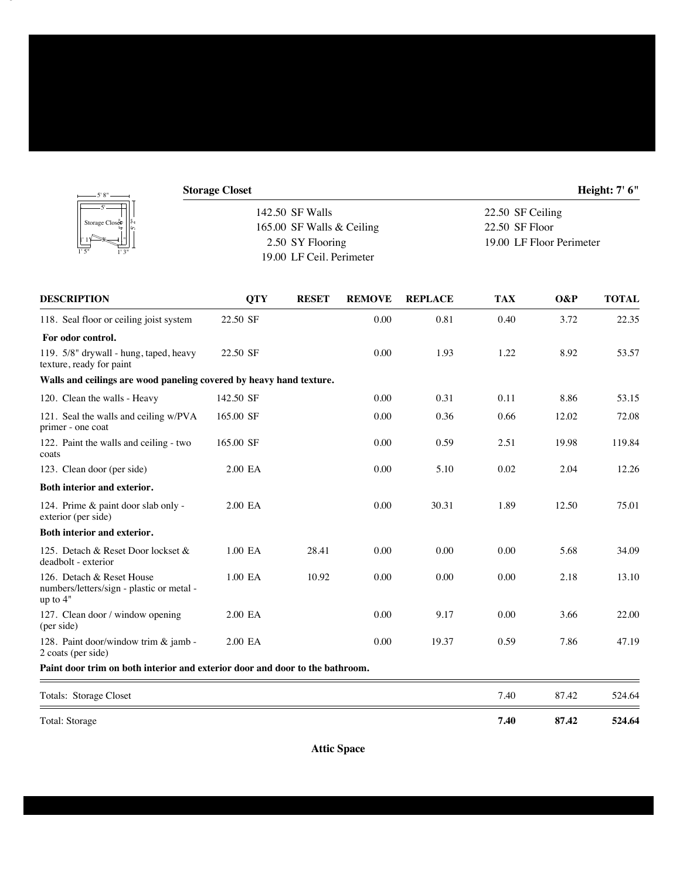**Storage Closet** **Height: 7' 6"**

| | |
|---|---|
| 142.50 SF Walls | 22.50 SF Ceiling |
| 165.00 SF Walls & Ceiling | 22.50 SF Floor |
| 2.50 SY Flooring | 19.00 LF Floor Perimeter |
| 19.00 LF Ceil. Perimeter | |

| DESCRIPTION | QTY | RESET | REMOVE | REPLACE | TAX | O&P | TOTAL |
|---|---|---|---|---|---|---|---|
| 118. Seal floor or ceiling joist system | 22.50 SF | | 0.00 | 0.81 | 0.40 | 3.72 | 22.35 |
| **For odor control.** | | | | | | | |
| 119. 5/8" drywall - hung, taped, heavy texture, ready for paint | 22.50 SF | | 0.00 | 1.93 | 1.22 | 8.92 | 53.57 |
| **Walls and ceilings are wood paneling covered by heavy hand texture.** | | | | | | | |
| 120. Clean the walls - Heavy | 142.50 SF | | 0.00 | 0.31 | 0.11 | 8.86 | 53.15 |
| 121. Seal the walls and ceiling w/PVA primer - one coat | 165.00 SF | | 0.00 | 0.36 | 0.66 | 12.02 | 72.08 |
| 122. Paint the walls and ceiling - two coats | 165.00 SF | | 0.00 | 0.59 | 2.51 | 19.98 | 119.84 |
| 123. Clean door (per side) | 2.00 EA | | 0.00 | 5.10 | 0.02 | 2.04 | 12.26 |
| **Both interior and exterior.** | | | | | | | |
| 124. Prime & paint door slab only - exterior (per side) | 2.00 EA | | 0.00 | 30.31 | 1.89 | 12.50 | 75.01 |
| **Both interior and exterior.** | | | | | | | |
| 125. Detach & Reset Door lockset & deadbolt - exterior | 1.00 EA | 28.41 | 0.00 | 0.00 | 0.00 | 5.68 | 34.09 |
| 126. Detach & Reset House numbers/letters/sign - plastic or metal - up to 4" | 1.00 EA | 10.92 | 0.00 | 0.00 | 0.00 | 2.18 | 13.10 |
| 127. Clean door / window opening (per side) | 2.00 EA | | 0.00 | 9.17 | 0.00 | 3.66 | 22.00 |
| 128. Paint door/window trim & jamb - 2 coats (per side) | 2.00 EA | | 0.00 | 19.37 | 0.59 | 7.86 | 47.19 |
| **Paint door trim on both interior and exterior door and door to the bathroom.** | | | | | | | |
| Totals: Storage Closet | | | | | 7.40 | 87.42 | 524.64 |
| Total: Storage | | | | | **7.40** | **87.42** | **524.64** |

**Attic Space**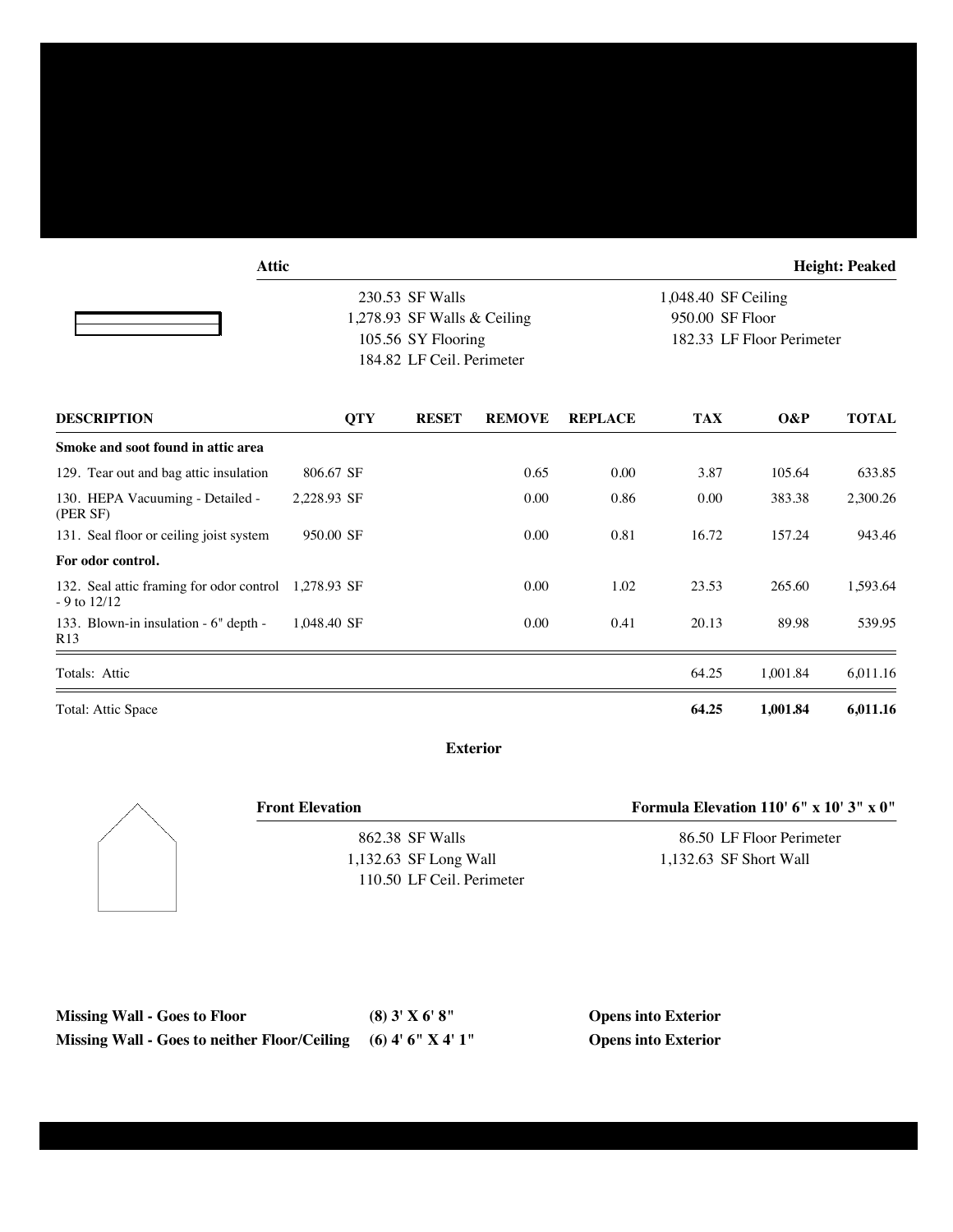**Attic** **Height: Peaked**

230.53 SF Walls
1,278.93 SF Walls & Ceiling
105.56 SY Flooring
184.82 LF Ceil. Perimeter
1,048.40 SF Ceiling
950.00 SF Floor
182.33 LF Floor Perimeter

| DESCRIPTION | QTY | RESET | REMOVE | REPLACE | TAX | O&P | TOTAL |
|---|---|---|---|---|---|---|---|
| **Smoke and soot found in attic area** | | | | | | | |
| 129. Tear out and bag attic insulation | 806.67 SF | | 0.65 | 0.00 | 3.87 | 105.64 | 633.85 |
| 130. HEPA Vacuuming - Detailed - (PER SF) | 2,228.93 SF | | 0.00 | 0.86 | 0.00 | 383.38 | 2,300.26 |
| 131. Seal floor or ceiling joist system | 950.00 SF | | 0.00 | 0.81 | 16.72 | 157.24 | 943.46 |
| **For odor control.** | | | | | | | |
| 132. Seal attic framing for odor control - 9 to 12/12 | 1,278.93 SF | | 0.00 | 1.02 | 23.53 | 265.60 | 1,593.64 |
| 133. Blown-in insulation - 6" depth - R13 | 1,048.40 SF | | 0.00 | 0.41 | 20.13 | 89.98 | 539.95 |
| Totals: Attic | | | | | 64.25 | 1,001.84 | 6,011.16 |
| Total: Attic Space | | | | | **64.25** | **1,001.84** | **6,011.16** |

**Exterior**

**Front Elevation** **Formula Elevation 110' 6" x 10' 3" x 0"**

862.38 SF Walls
1,132.63 SF Long Wall
110.50 LF Ceil. Perimeter
86.50 LF Floor Perimeter
1,132.63 SF Short Wall

| | | |
|---|---|---|
| **Missing Wall - Goes to Floor** | **(8) 3' X 6' 8"** | **Opens into Exterior** |
| **Missing Wall - Goes to neither Floor/Ceiling** | **(6) 4' 6" X 4' 1"** | **Opens into Exterior** |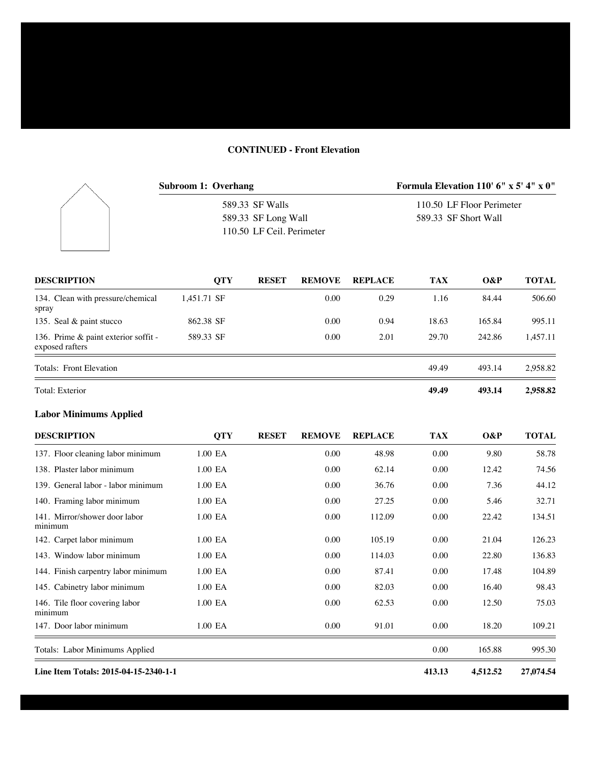**CONTINUED - Front Elevation**

**Subroom 1: Overhang** | **Formula Elevation 110' 6" x 5' 4" x 0"**

| | |
|---|---|
| 589.33 SF Walls | 110.50 LF Floor Perimeter |
| 589.33 SF Long Wall | 589.33 SF Short Wall |
| 110.50 LF Ceil. Perimeter | |

| DESCRIPTION | QTY | RESET | REMOVE | REPLACE | TAX | O&P | TOTAL |
|---|---|---|---|---|---|---|---|
| 134. Clean with pressure/chemical spray | 1,451.71 SF | | 0.00 | 0.29 | 1.16 | 84.44 | 506.60 |
| 135. Seal & paint stucco | 862.38 SF | | 0.00 | 0.94 | 18.63 | 165.84 | 995.11 |
| 136. Prime & paint exterior soffit - exposed rafters | 589.33 SF | | 0.00 | 2.01 | 29.70 | 242.86 | 1,457.11 |
| Totals: Front Elevation | | | | | 49.49 | 493.14 | 2,958.82 |
| Total: Exterior | | | | | **49.49** | **493.14** | **2,958.82** |

**Labor Minimums Applied**

| DESCRIPTION | QTY | RESET | REMOVE | REPLACE | TAX | O&P | TOTAL |
|---|---|---|---|---|---|---|---|
| 137. Floor cleaning labor minimum | 1.00 EA | | 0.00 | 48.98 | 0.00 | 9.80 | 58.78 |
| 138. Plaster labor minimum | 1.00 EA | | 0.00 | 62.14 | 0.00 | 12.42 | 74.56 |
| 139. General labor - labor minimum | 1.00 EA | | 0.00 | 36.76 | 0.00 | 7.36 | 44.12 |
| 140. Framing labor minimum | 1.00 EA | | 0.00 | 27.25 | 0.00 | 5.46 | 32.71 |
| 141. Mirror/shower door labor minimum | 1.00 EA | | 0.00 | 112.09 | 0.00 | 22.42 | 134.51 |
| 142. Carpet labor minimum | 1.00 EA | | 0.00 | 105.19 | 0.00 | 21.04 | 126.23 |
| 143. Window labor minimum | 1.00 EA | | 0.00 | 114.03 | 0.00 | 22.80 | 136.83 |
| 144. Finish carpentry labor minimum | 1.00 EA | | 0.00 | 87.41 | 0.00 | 17.48 | 104.89 |
| 145. Cabinetry labor minimum | 1.00 EA | | 0.00 | 82.03 | 0.00 | 16.40 | 98.43 |
| 146. Tile floor covering labor minimum | 1.00 EA | | 0.00 | 62.53 | 0.00 | 12.50 | 75.03 |
| 147. Door labor minimum | 1.00 EA | | 0.00 | 91.01 | 0.00 | 18.20 | 109.21 |
| Totals: Labor Minimums Applied | | | | | 0.00 | 165.88 | 995.30 |
| **Line Item Totals: 2015-04-15-2340-1-1** | | | | | **413.13** | **4,512.52** | **27,074.54** |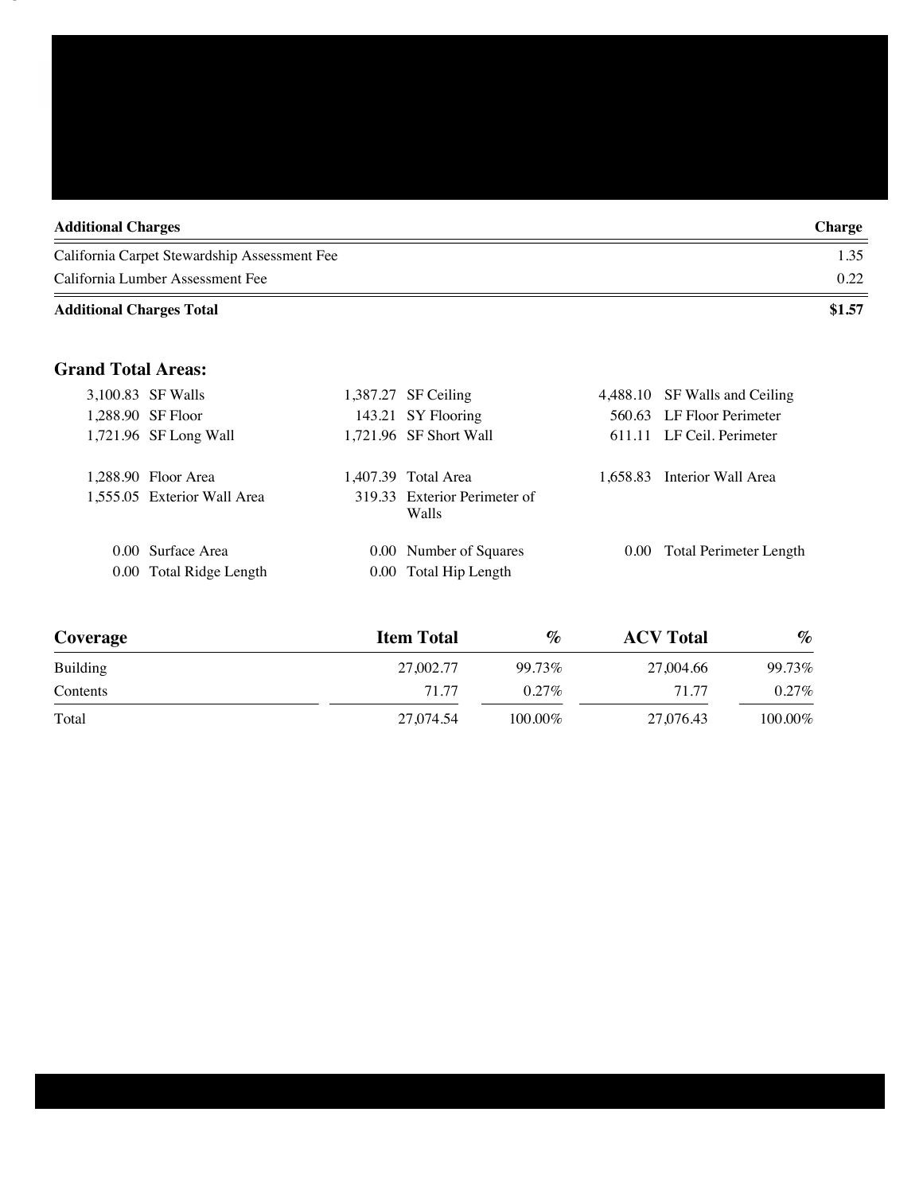| Additional Charges | Charge |
|---|---|
| California Carpet Stewardship Assessment Fee | 1.35 |
| California Lumber Assessment Fee | 0.22 |
| **Additional Charges Total** | **$1.57** |

## Grand Total Areas:

| | | | | | |
|---|---|---|---|---|---|
| 3,100.83 | SF Walls | 1,387.27 | SF Ceiling | 4,488.10 | SF Walls and Ceiling |
| 1,288.90 | SF Floor | 143.21 | SY Flooring | 560.63 | LF Floor Perimeter |
| 1,721.96 | SF Long Wall | 1,721.96 | SF Short Wall | 611.11 | LF Ceil. Perimeter |
| 1,288.90 | Floor Area | 1,407.39 | Total Area | 1,658.83 | Interior Wall Area |
| 1,555.05 | Exterior Wall Area | 319.33 | Exterior Perimeter of Walls | | |
| 0.00 | Surface Area | 0.00 | Number of Squares | 0.00 | Total Perimeter Length |
| 0.00 | Total Ridge Length | 0.00 | Total Hip Length | | |

| Coverage | Item Total | % | ACV Total | % |
|---|---|---|---|---|
| Building | 27,002.77 | 99.73% | 27,004.66 | 99.73% |
| Contents | 71.77 | 0.27% | 71.77 | 0.27% |
| Total | 27,074.54 | 100.00% | 27,076.43 | 100.00% |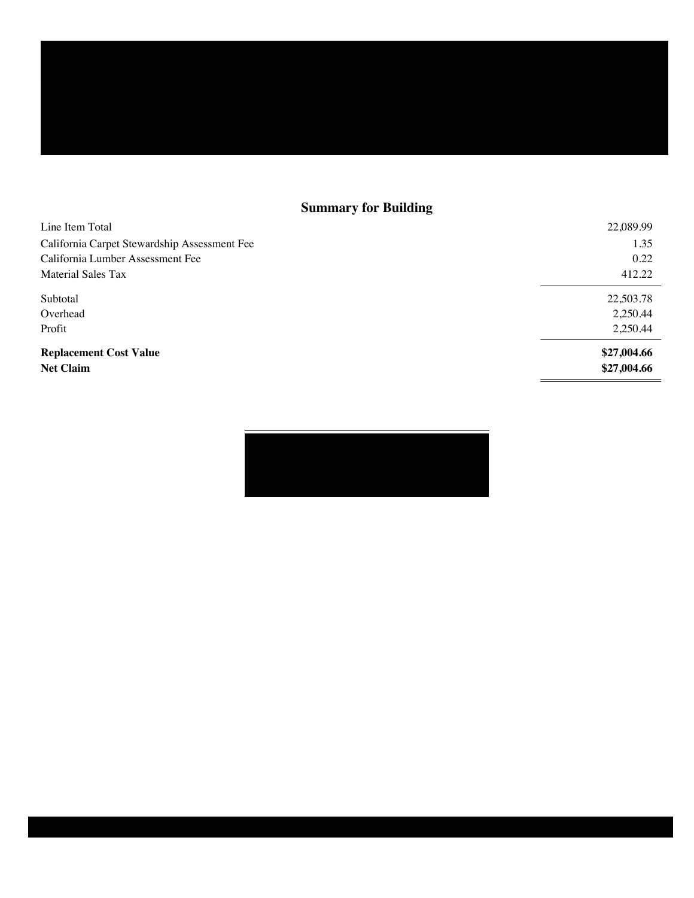## Summary for Building

| | |
|---|---|
| Line Item Total | 22,089.99 |
| California Carpet Stewardship Assessment Fee | 1.35 |
| California Lumber Assessment Fee | 0.22 |
| Material Sales Tax | 412.22 |
| Subtotal | 22,503.78 |
| Overhead | 2,250.44 |
| Profit | 2,250.44 |
| **Replacement Cost Value** | **$27,004.66** |
| **Net Claim** | **$27,004.66** |